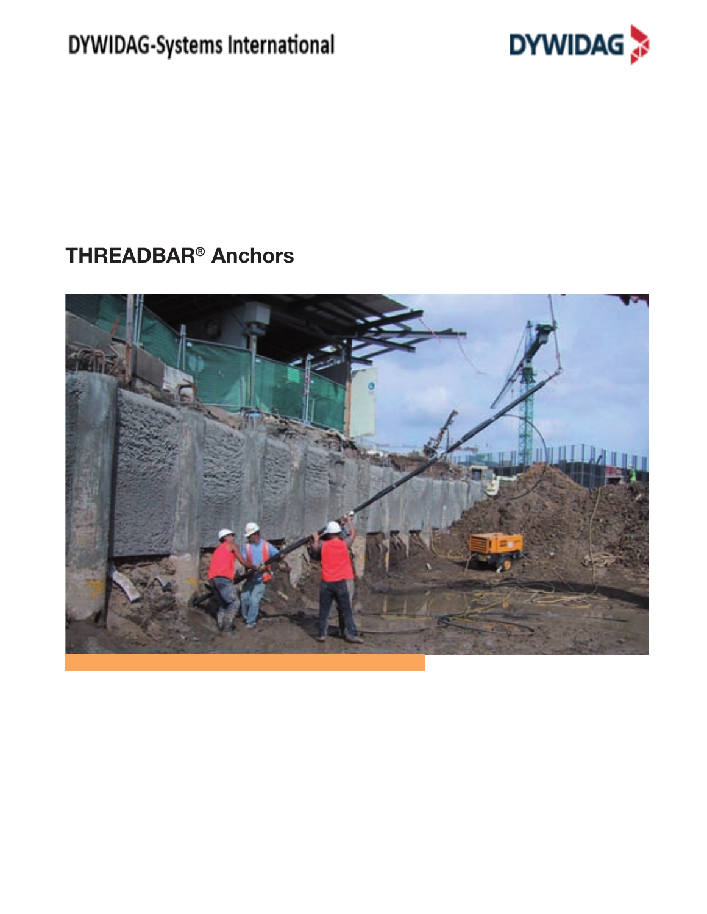DYWIDAG-Systems International

DYWIDAG

# THREADBAR® Anchors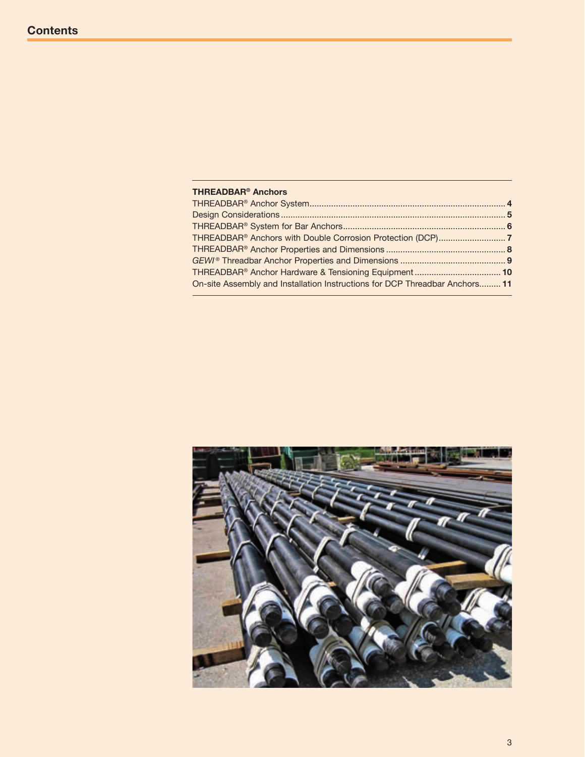# Contents

**THREADBAR® Anchors**

THREADBAR® Anchor System .......... **4**
Design Considerations .......... **5**
THREADBAR® System for Bar Anchors .......... **6**
THREADBAR® Anchors with Double Corrosion Protection (DCP) .......... **7**
THREADBAR® Anchor Properties and Dimensions .......... **8**
*GEWI®* Threadbar Anchor Properties and Dimensions .......... **9**
THREADBAR® Anchor Hardware & Tensioning Equipment .......... **10**
On-site Assembly and Installation Instructions for DCP Threadbar Anchors .......... **11**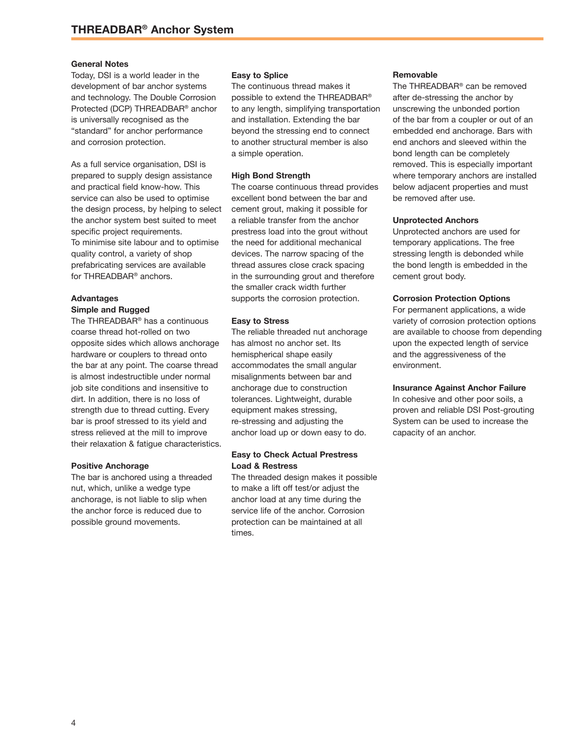# THREADBAR® Anchor System

## General Notes

Today, DSI is a world leader in the development of bar anchor systems and technology. The Double Corrosion Protected (DCP) THREADBAR® anchor is universally recognised as the "standard" for anchor performance and corrosion protection.

As a full service organisation, DSI is prepared to supply design assistance and practical field know-how. This service can also be used to optimise the design process, by helping to select the anchor system best suited to meet specific project requirements.
To minimise site labour and to optimise quality control, a variety of shop prefabricating services are available for THREADBAR® anchors.

## Advantages

### Simple and Rugged

The THREADBAR® has a continuous coarse thread hot-rolled on two opposite sides which allows anchorage hardware or couplers to thread onto the bar at any point. The coarse thread is almost indestructible under normal job site conditions and insensitive to dirt. In addition, there is no loss of strength due to thread cutting. Every bar is proof stressed to its yield and stress relieved at the mill to improve their relaxation & fatigue characteristics.

### Positive Anchorage

The bar is anchored using a threaded nut, which, unlike a wedge type anchorage, is not liable to slip when the anchor force is reduced due to possible ground movements.

### Easy to Splice

The continuous thread makes it possible to extend the THREADBAR® to any length, simplifying transportation and installation. Extending the bar beyond the stressing end to connect to another structural member is also a simple operation.

### High Bond Strength

The coarse continuous thread provides excellent bond between the bar and cement grout, making it possible for a reliable transfer from the anchor prestress load into the grout without the need for additional mechanical devices. The narrow spacing of the thread assures close crack spacing in the surrounding grout and therefore the smaller crack width further supports the corrosion protection.

### Easy to Stress

The reliable threaded nut anchorage has almost no anchor set. Its hemispherical shape easily accommodates the small angular misalignments between bar and anchorage due to construction tolerances. Lightweight, durable equipment makes stressing, re-stressing and adjusting the anchor load up or down easy to do.

### Easy to Check Actual Prestress Load & Restress

The threaded design makes it possible to make a lift off test/or adjust the anchor load at any time during the service life of the anchor. Corrosion protection can be maintained at all times.

### Removable

The THREADBAR® can be removed after de-stressing the anchor by unscrewing the unbonded portion of the bar from a coupler or out of an embedded end anchorage. Bars with end anchors and sleeved within the bond length can be completely removed. This is especially important where temporary anchors are installed below adjacent properties and must be removed after use.

### Unprotected Anchors

Unprotected anchors are used for temporary applications. The free stressing length is debonded while the bond length is embedded in the cement grout body.

### Corrosion Protection Options

For permanent applications, a wide variety of corrosion protection options are available to choose from depending upon the expected length of service and the aggressiveness of the environment.

### Insurance Against Anchor Failure

In cohesive and other poor soils, a proven and reliable DSI Post-grouting System can be used to increase the capacity of an anchor.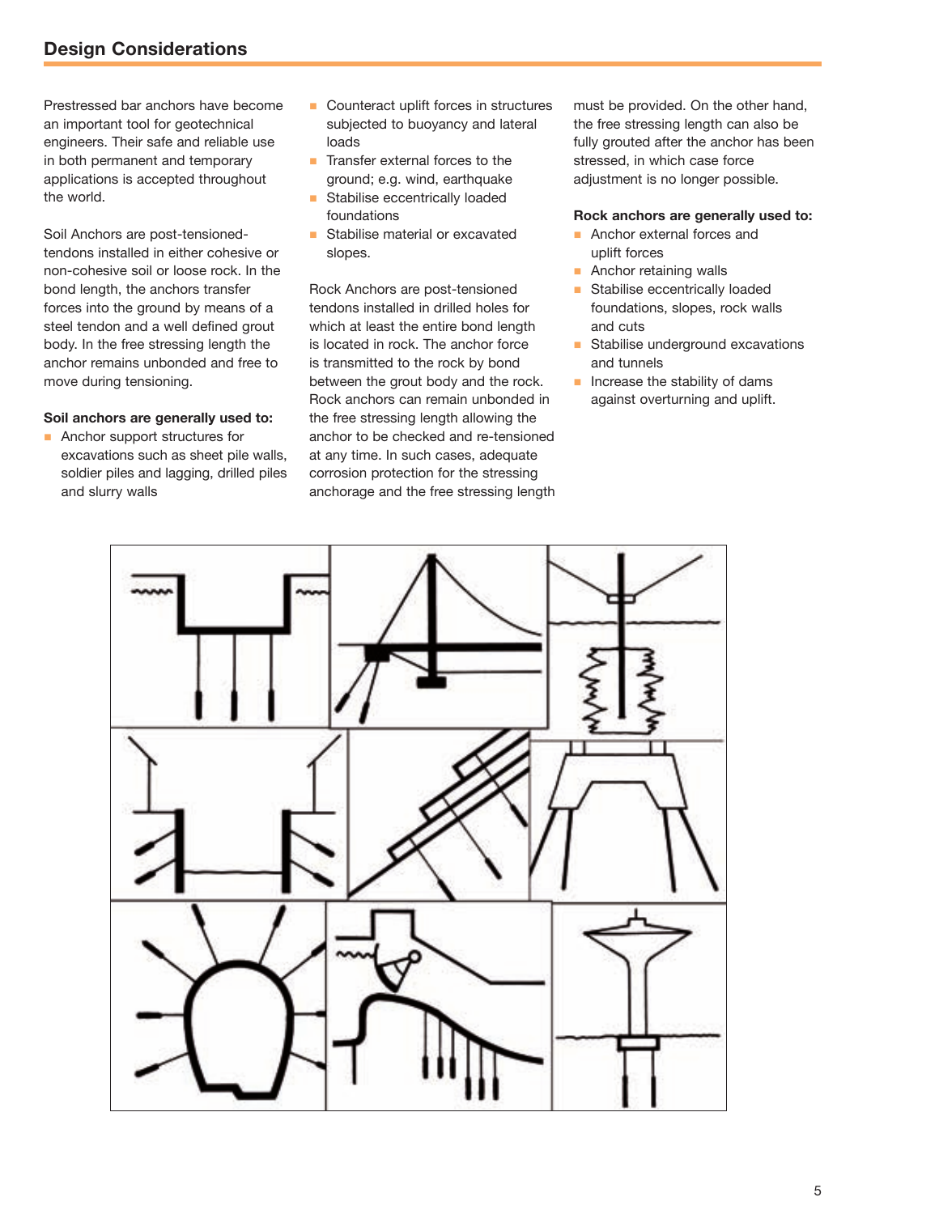## Design Considerations

Prestressed bar anchors have become an important tool for geotechnical engineers. Their safe and reliable use in both permanent and temporary applications is accepted throughout the world.

Soil Anchors are post-tensioned-tendons installed in either cohesive or non-cohesive soil or loose rock. In the bond length, the anchors transfer forces into the ground by means of a steel tendon and a well defined grout body. In the free stressing length the anchor remains unbonded and free to move during tensioning.

**Soil anchors are generally used to:**

- Anchor support structures for excavations such as sheet pile walls, soldier piles and lagging, drilled piles and slurry walls
- Counteract uplift forces in structures subjected to buoyancy and lateral loads
- Transfer external forces to the ground; e.g. wind, earthquake
- Stabilise eccentrically loaded foundations
- Stabilise material or excavated slopes.

Rock Anchors are post-tensioned tendons installed in drilled holes for which at least the entire bond length is located in rock. The anchor force is transmitted to the rock by bond between the grout body and the rock. Rock anchors can remain unbonded in the free stressing length allowing the anchor to be checked and re-tensioned at any time. In such cases, adequate corrosion protection for the stressing anchorage and the free stressing length must be provided. On the other hand, the free stressing length can also be fully grouted after the anchor has been stressed, in which case force adjustment is no longer possible.

**Rock anchors are generally used to:**

- Anchor external forces and uplift forces
- Anchor retaining walls
- Stabilise eccentrically loaded foundations, slopes, rock walls and cuts
- Stabilise underground excavations and tunnels
- Increase the stability of dams against overturning and uplift.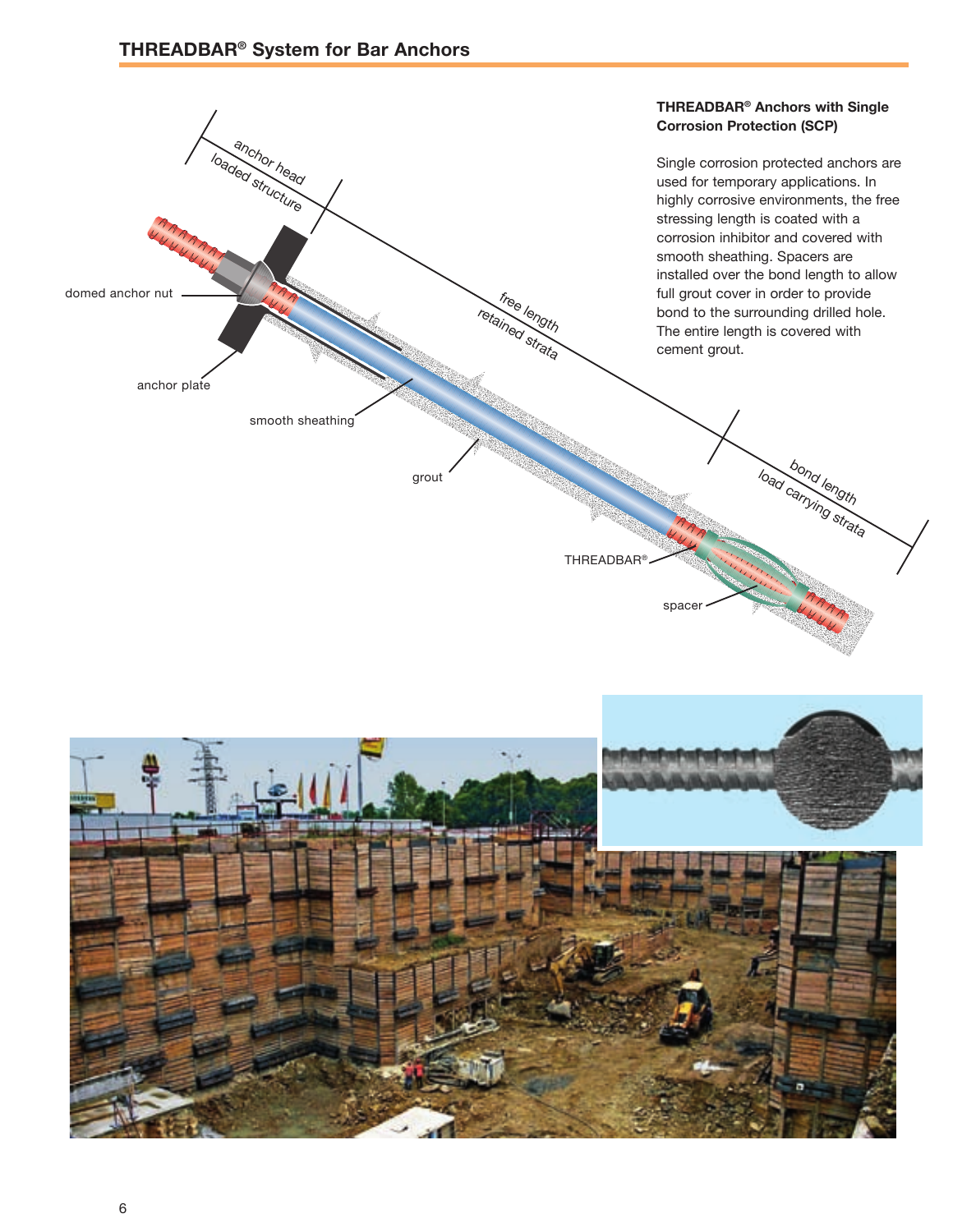## THREADBAR® System for Bar Anchors

anchor head
loaded structure

free length
retained strata

bond length
load carrying strata

domed anchor nut

anchor plate

smooth sheathing

grout

THREADBAR®

spacer

### THREADBAR® Anchors with Single Corrosion Protection (SCP)

Single corrosion protected anchors are used for temporary applications. In highly corrosive environments, the free stressing length is coated with a corrosion inhibitor and covered with smooth sheathing. Spacers are installed over the bond length to allow full grout cover in order to provide bond to the surrounding drilled hole. The entire length is covered with cement grout.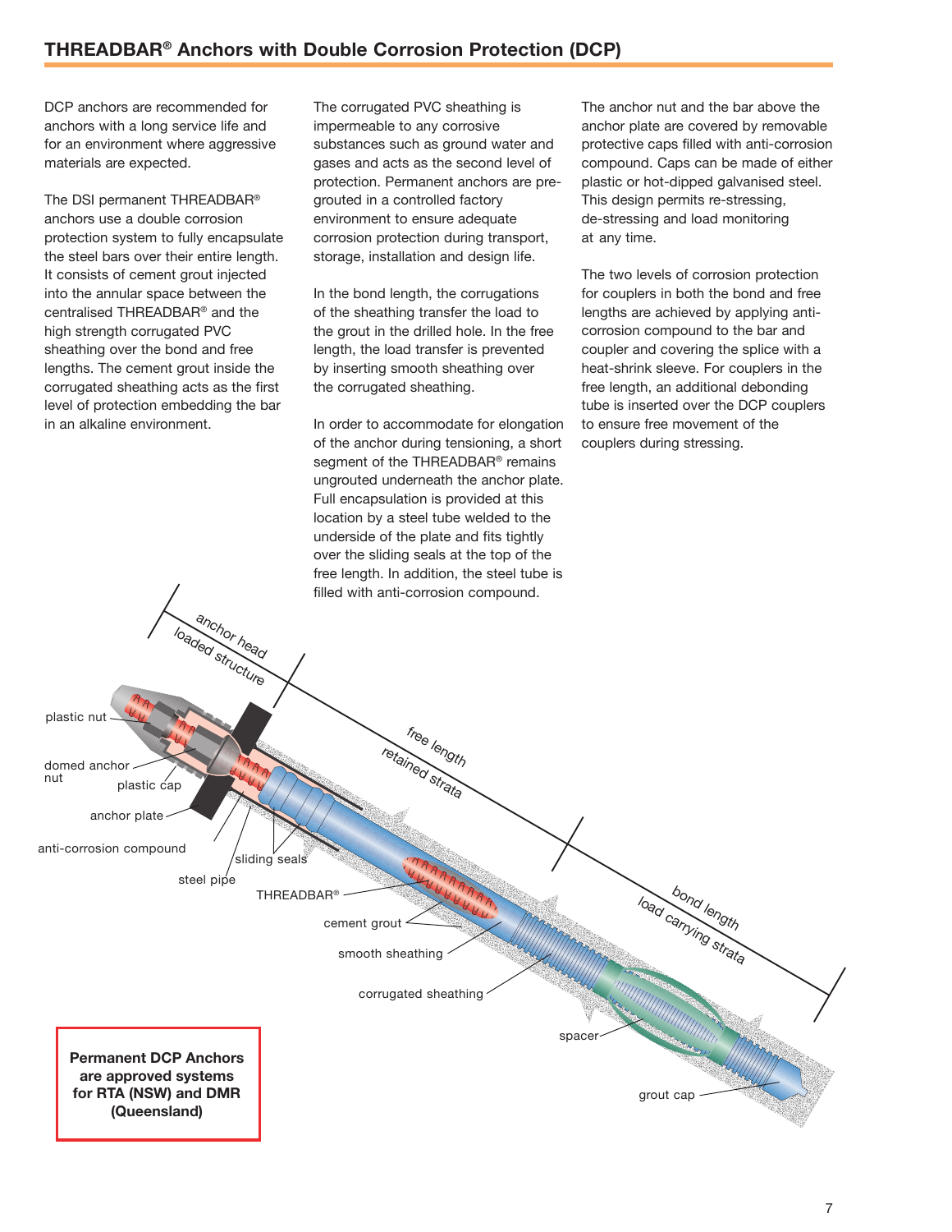## THREADBAR® Anchors with Double Corrosion Protection (DCP)

DCP anchors are recommended for anchors with a long service life and for an environment where aggressive materials are expected.

The DSI permanent THREADBAR® anchors use a double corrosion protection system to fully encapsulate the steel bars over their entire length. It consists of cement grout injected into the annular space between the centralised THREADBAR® and the high strength corrugated PVC sheathing over the bond and free lengths. The cement grout inside the corrugated sheathing acts as the first level of protection embedding the bar in an alkaline environment.

The corrugated PVC sheathing is impermeable to any corrosive substances such as ground water and gases and acts as the second level of protection. Permanent anchors are pre-grouted in a controlled factory environment to ensure adequate corrosion protection during transport, storage, installation and design life.

In the bond length, the corrugations of the sheathing transfer the load to the grout in the drilled hole. In the free length, the load transfer is prevented by inserting smooth sheathing over the corrugated sheathing.

In order to accommodate for elongation of the anchor during tensioning, a short segment of the THREADBAR® remains ungrouted underneath the anchor plate. Full encapsulation is provided at this location by a steel tube welded to the underside of the plate and fits tightly over the sliding seals at the top of the free length. In addition, the steel tube is filled with anti-corrosion compound.

The anchor nut and the bar above the anchor plate are covered by removable protective caps filled with anti-corrosion compound. Caps can be made of either plastic or hot-dipped galvanised steel. This design permits re-stressing, de-stressing and load monitoring at any time.

The two levels of corrosion protection for couplers in both the bond and free lengths are achieved by applying anti-corrosion compound to the bar and coupler and covering the splice with a heat-shrink sleeve. For couplers in the free length, an additional debonding tube is inserted over the DCP couplers to ensure free movement of the couplers during stressing.

anchor head
loaded structure

free length
retained strata

bond length
load carrying strata

plastic nut

domed anchor nut

plastic cap

anchor plate

anti-corrosion compound

steel pipe

sliding seals

THREADBAR®

cement grout

smooth sheathing

corrugated sheathing

spacer

grout cap

**Permanent DCP Anchors are approved systems for RTA (NSW) and DMR (Queensland)**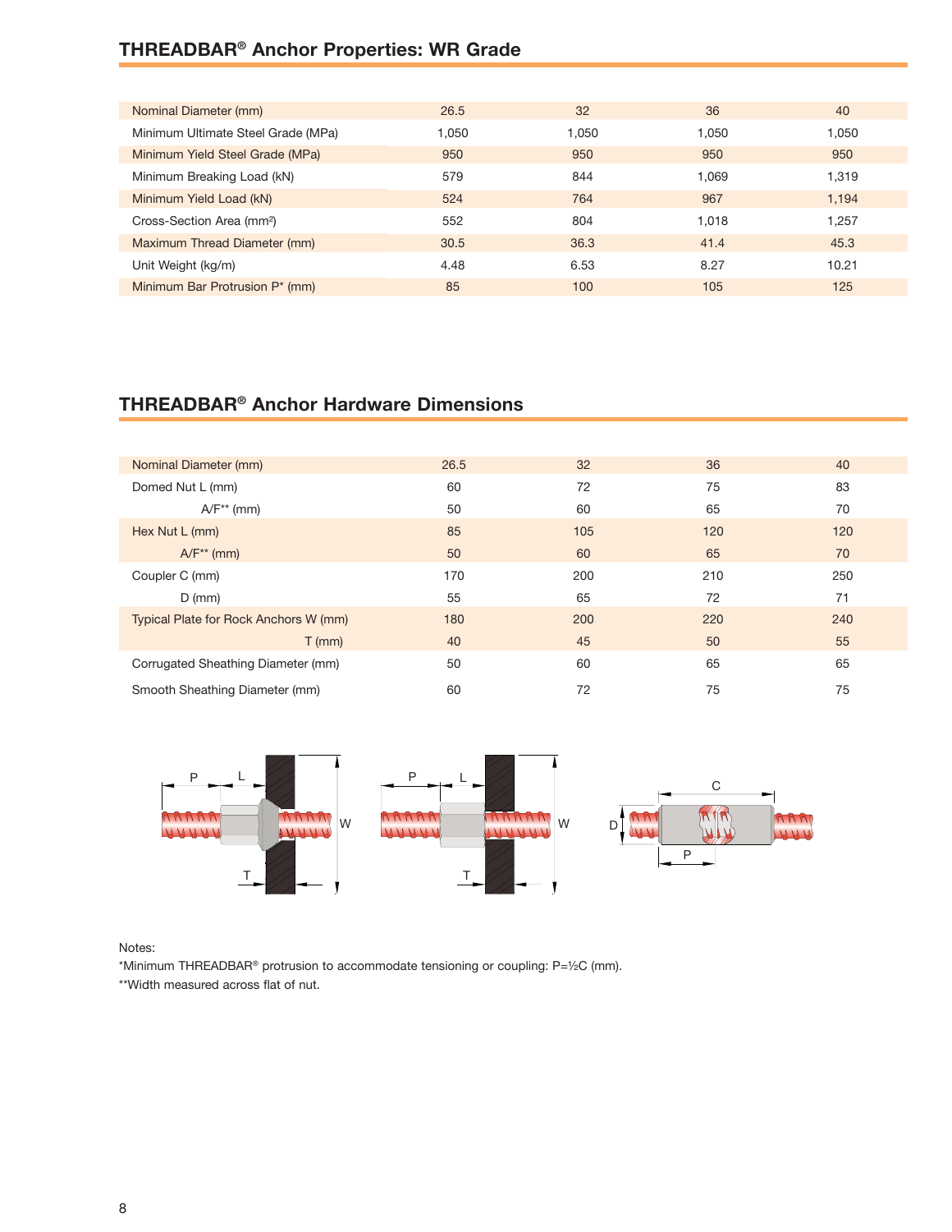## THREADBAR® Anchor Properties: WR Grade

| Nominal Diameter (mm) | 26.5 | 32 | 36 | 40 |
|---|---|---|---|---|
| Minimum Ultimate Steel Grade (MPa) | 1,050 | 1,050 | 1,050 | 1,050 |
| Minimum Yield Steel Grade (MPa) | 950 | 950 | 950 | 950 |
| Minimum Breaking Load (kN) | 579 | 844 | 1,069 | 1,319 |
| Minimum Yield Load (kN) | 524 | 764 | 967 | 1,194 |
| Cross-Section Area (mm²) | 552 | 804 | 1,018 | 1,257 |
| Maximum Thread Diameter (mm) | 30.5 | 36.3 | 41.4 | 45.3 |
| Unit Weight (kg/m) | 4.48 | 6.53 | 8.27 | 10.21 |
| Minimum Bar Protrusion P* (mm) | 85 | 100 | 105 | 125 |

## THREADBAR® Anchor Hardware Dimensions

| Nominal Diameter (mm) | 26.5 | 32 | 36 | 40 |
|---|---|---|---|---|
| Domed Nut L (mm) | 60 | 72 | 75 | 83 |
| A/F** (mm) | 50 | 60 | 65 | 70 |
| Hex Nut L (mm) | 85 | 105 | 120 | 120 |
| A/F** (mm) | 50 | 60 | 65 | 70 |
| Coupler C (mm) | 170 | 200 | 210 | 250 |
| D (mm) | 55 | 65 | 72 | 71 |
| Typical Plate for Rock Anchors W (mm) | 180 | 200 | 220 | 240 |
| T (mm) | 40 | 45 | 50 | 55 |
| Corrugated Sheathing Diameter (mm) | 50 | 60 | 65 | 65 |
| Smooth Sheathing Diameter (mm) | 60 | 72 | 75 | 75 |

Notes:

*Minimum THREADBAR® protrusion to accommodate tensioning or coupling: P=½C (mm).

**Width measured across flat of nut.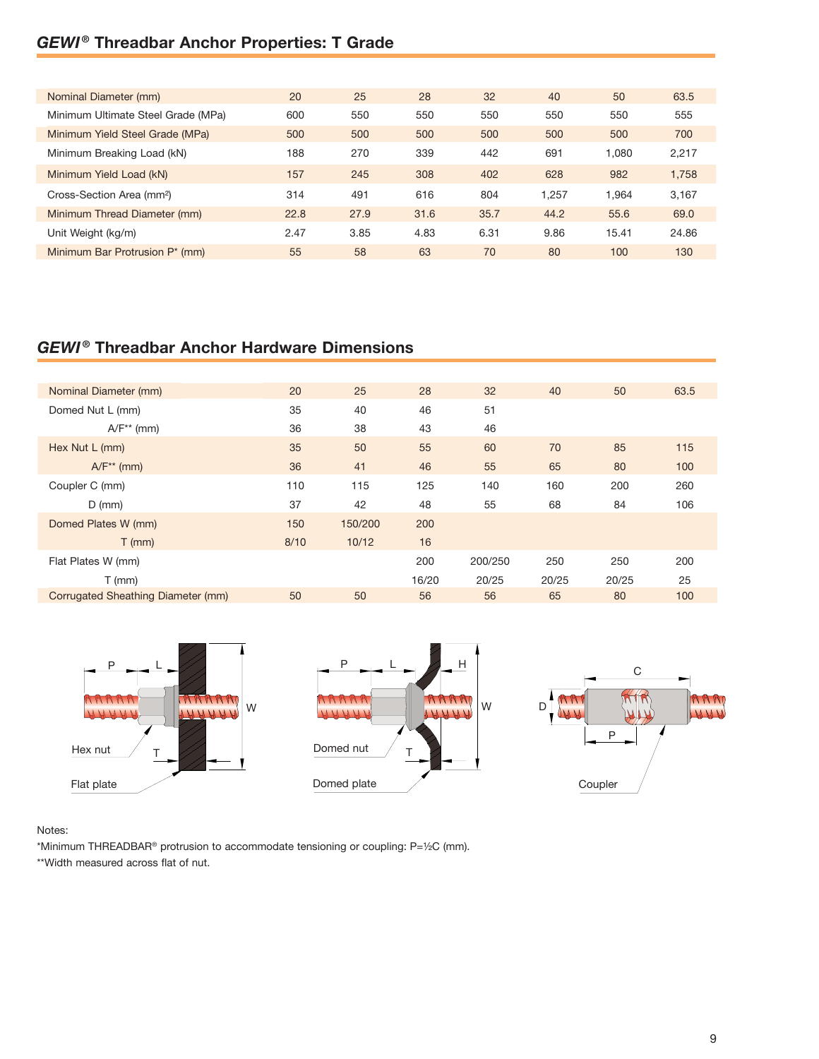## *GEWI®* Threadbar Anchor Properties: T Grade

| Nominal Diameter (mm) | 20 | 25 | 28 | 32 | 40 | 50 | 63.5 |
|---|---|---|---|---|---|---|---|
| Minimum Ultimate Steel Grade (MPa) | 600 | 550 | 550 | 550 | 550 | 550 | 555 |
| Minimum Yield Steel Grade (MPa) | 500 | 500 | 500 | 500 | 500 | 500 | 700 |
| Minimum Breaking Load (kN) | 188 | 270 | 339 | 442 | 691 | 1,080 | 2,217 |
| Minimum Yield Load (kN) | 157 | 245 | 308 | 402 | 628 | 982 | 1,758 |
| Cross-Section Area (mm²) | 314 | 491 | 616 | 804 | 1,257 | 1,964 | 3,167 |
| Minimum Thread Diameter (mm) | 22.8 | 27.9 | 31.6 | 35.7 | 44.2 | 55.6 | 69.0 |
| Unit Weight (kg/m) | 2.47 | 3.85 | 4.83 | 6.31 | 9.86 | 15.41 | 24.86 |
| Minimum Bar Protrusion P* (mm) | 55 | 58 | 63 | 70 | 80 | 100 | 130 |

## *GEWI®* Threadbar Anchor Hardware Dimensions

| Nominal Diameter (mm) | 20 | 25 | 28 | 32 | 40 | 50 | 63.5 |
|---|---|---|---|---|---|---|---|
| Domed Nut L (mm) | 35 | 40 | 46 | 51 | | | |
| A/F** (mm) | 36 | 38 | 43 | 46 | | | |
| Hex Nut L (mm) | 35 | 50 | 55 | 60 | 70 | 85 | 115 |
| A/F** (mm) | 36 | 41 | 46 | 55 | 65 | 80 | 100 |
| Coupler C (mm) | 110 | 115 | 125 | 140 | 160 | 200 | 260 |
| D (mm) | 37 | 42 | 48 | 55 | 68 | 84 | 106 |
| Domed Plates W (mm) | 150 | 150/200 | 200 | | | | |
| T (mm) | 8/10 | 10/12 | 16 | | | | |
| Flat Plates W (mm) | | | 200 | 200/250 | 250 | 250 | 200 |
| T (mm) | | | 16/20 | 20/25 | 20/25 | 20/25 | 25 |
| Corrugated Sheathing Diameter (mm) | 50 | 50 | 56 | 56 | 65 | 80 | 100 |

Hex nut, Flat plate — Domed nut, Domed plate — Coupler

Notes:

*Minimum THREADBAR® protrusion to accommodate tensioning or coupling: P=½C (mm).

**Width measured across flat of nut.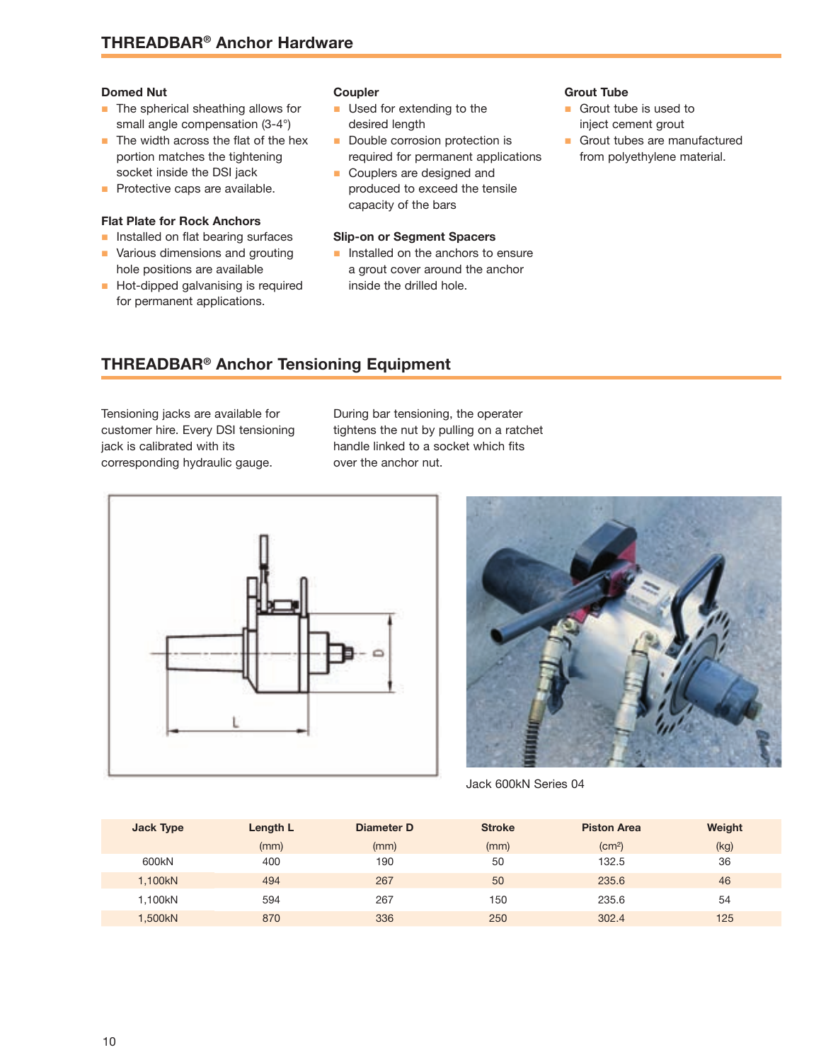## THREADBAR® Anchor Hardware

**Domed Nut**

- The spherical sheathing allows for small angle compensation (3-4°)
- The width across the flat of the hex portion matches the tightening socket inside the DSI jack
- Protective caps are available.

**Flat Plate for Rock Anchors**

- Installed on flat bearing surfaces
- Various dimensions and grouting hole positions are available
- Hot-dipped galvanising is required for permanent applications.

**Coupler**

- Used for extending to the desired length
- Double corrosion protection is required for permanent applications
- Couplers are designed and produced to exceed the tensile capacity of the bars

**Slip-on or Segment Spacers**

- Installed on the anchors to ensure a grout cover around the anchor inside the drilled hole.

**Grout Tube**

- Grout tube is used to inject cement grout
- Grout tubes are manufactured from polyethylene material.

## THREADBAR® Anchor Tensioning Equipment

Tensioning jacks are available for customer hire. Every DSI tensioning jack is calibrated with its corresponding hydraulic gauge.

During bar tensioning, the operater tightens the nut by pulling on a ratchet handle linked to a socket which fits over the anchor nut.

Jack 600kN Series 04

| Jack Type | Length L | Diameter D | Stroke | Piston Area | Weight |
|---|---|---|---|---|---|
| | (mm) | (mm) | (mm) | (cm²) | (kg) |
| 600kN | 400 | 190 | 50 | 132.5 | 36 |
| 1,100kN | 494 | 267 | 50 | 235.6 | 46 |
| 1,100kN | 594 | 267 | 150 | 235.6 | 54 |
| 1,500kN | 870 | 336 | 250 | 302.4 | 125 |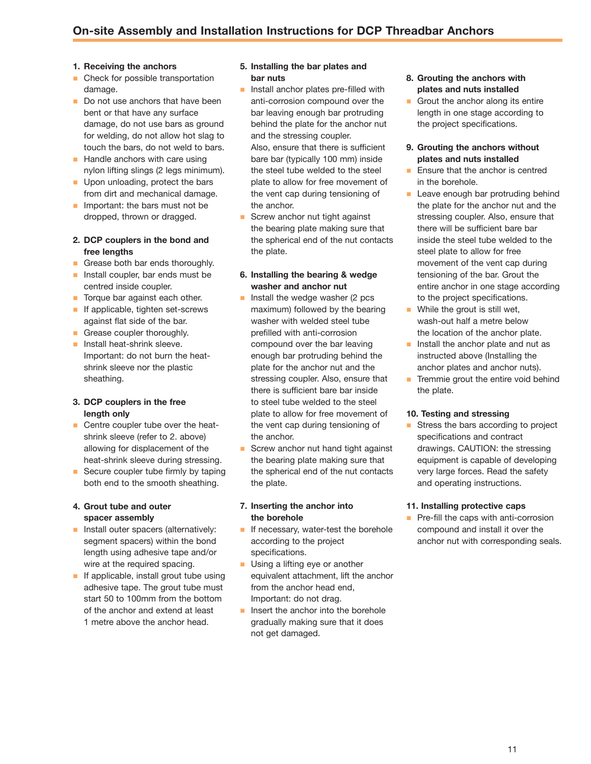## On-site Assembly and Installation Instructions for DCP Threadbar Anchors

**1. Receiving the anchors**

- Check for possible transportation damage.
- Do not use anchors that have been bent or that have any surface damage, do not use bars as ground for welding, do not allow hot slag to touch the bars, do not weld to bars.
- Handle anchors with care using nylon lifting slings (2 legs minimum).
- Upon unloading, protect the bars from dirt and mechanical damage.
- Important: the bars must not be dropped, thrown or dragged.

**2. DCP couplers in the bond and free lengths**

- Grease both bar ends thoroughly.
- Install coupler, bar ends must be centred inside coupler.
- Torque bar against each other.
- If applicable, tighten set-screws against flat side of the bar.
- Grease coupler thoroughly.
- Install heat-shrink sleeve. Important: do not burn the heat-shrink sleeve nor the plastic sheathing.

**3. DCP couplers in the free length only**

- Centre coupler tube over the heat-shrink sleeve (refer to 2. above) allowing for displacement of the heat-shrink sleeve during stressing.
- Secure coupler tube firmly by taping both end to the smooth sheathing.

**4. Grout tube and outer spacer assembly**

- Install outer spacers (alternatively: segment spacers) within the bond length using adhesive tape and/or wire at the required spacing.
- If applicable, install grout tube using adhesive tape. The grout tube must start 50 to 100mm from the bottom of the anchor and extend at least 1 metre above the anchor head.

**5. Installing the bar plates and bar nuts**

- Install anchor plates pre-filled with anti-corrosion compound over the bar leaving enough bar protruding behind the plate for the anchor nut and the stressing coupler. Also, ensure that there is sufficient bare bar (typically 100 mm) inside the steel tube welded to the steel plate to allow for free movement of the vent cap during tensioning of the anchor.
- Screw anchor nut tight against the bearing plate making sure that the spherical end of the nut contacts the plate.

**6. Installing the bearing & wedge washer and anchor nut**

- Install the wedge washer (2 pcs maximum) followed by the bearing washer with welded steel tube prefilled with anti-corrosion compound over the bar leaving enough bar protruding behind the plate for the anchor nut and the stressing coupler. Also, ensure that there is sufficient bare bar inside to steel tube welded to the steel plate to allow for free movement of the vent cap during tensioning of the anchor.
- Screw anchor nut hand tight against the bearing plate making sure that the spherical end of the nut contacts the plate.

**7. Inserting the anchor into the borehole**

- If necessary, water-test the borehole according to the project specifications.
- Using a lifting eye or another equivalent attachment, lift the anchor from the anchor head end, Important: do not drag.
- Insert the anchor into the borehole gradually making sure that it does not get damaged.

**8. Grouting the anchors with plates and nuts installed**

- Grout the anchor along its entire length in one stage according to the project specifications.

**9. Grouting the anchors without plates and nuts installed**

- Ensure that the anchor is centred in the borehole.
- Leave enough bar protruding behind the plate for the anchor nut and the stressing coupler. Also, ensure that there will be sufficient bare bar inside the steel tube welded to the steel plate to allow for free movement of the vent cap during tensioning of the bar. Grout the entire anchor in one stage according to the project specifications.
- While the grout is still wet, wash-out half a metre below the location of the anchor plate.
- Install the anchor plate and nut as instructed above (Installing the anchor plates and anchor nuts).
- Tremmie grout the entire void behind the plate.

**10. Testing and stressing**

- Stress the bars according to project specifications and contract drawings. CAUTION: the stressing equipment is capable of developing very large forces. Read the safety and operating instructions.

**11. Installing protective caps**

- Pre-fill the caps with anti-corrosion compound and install it over the anchor nut with corresponding seals.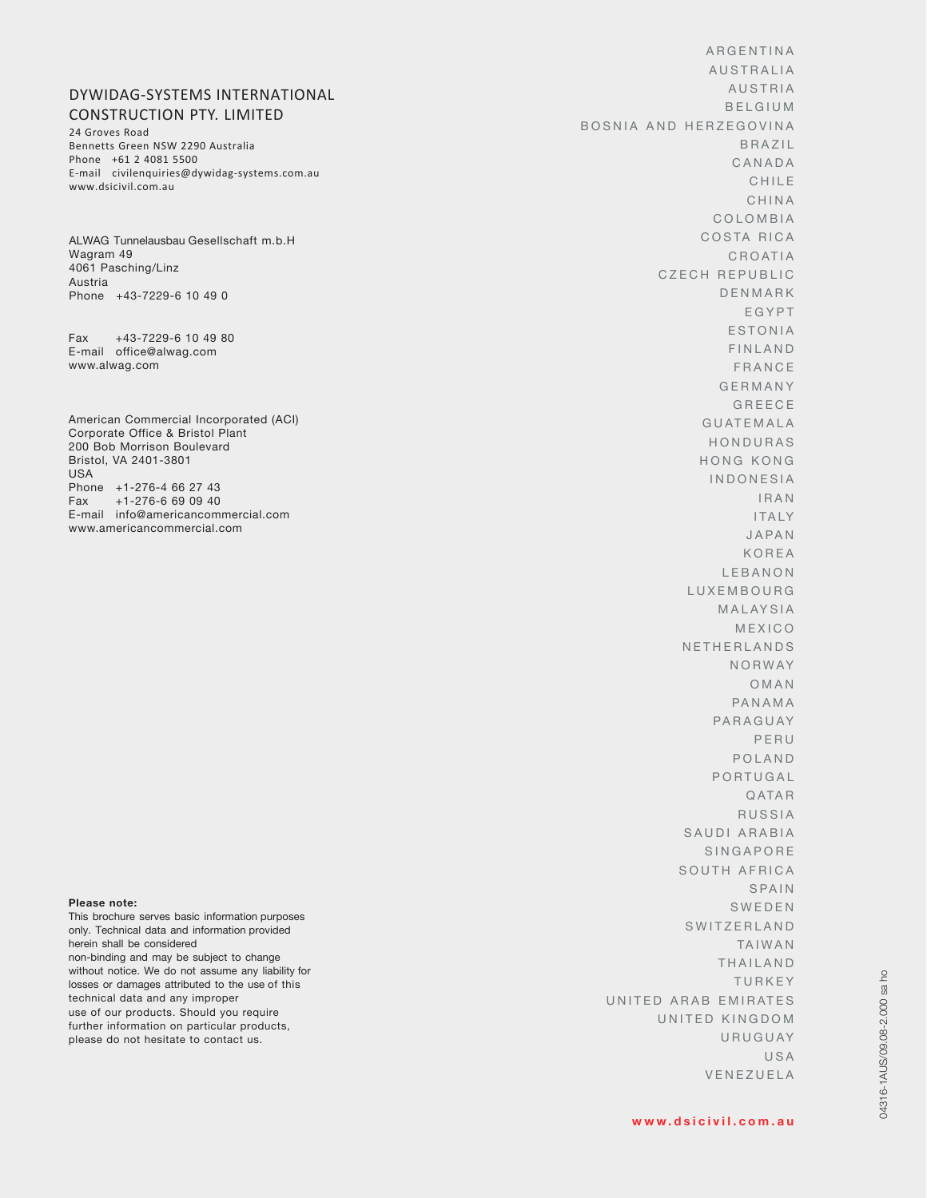DYWIDAG-SYSTEMS INTERNATIONAL CONSTRUCTION PTY. LIMITED

24 Groves Road
Bennetts Green NSW 2290 Australia
Phone +61 2 4081 5500
E-mail civilenquiries@dywidag-systems.com.au
www.dsicivil.com.au

ALWAG Tunnelausbau Gesellschaft m.b.H
Wagram 49
4061 Pasching/Linz
Austria
Phone +43-7229-6 10 49 0

Fax +43-7229-6 10 49 80
E-mail office@alwag.com
www.alwag.com

American Commercial Incorporated (ACI)
Corporate Office & Bristol Plant
200 Bob Morrison Boulevard
Bristol, VA 2401-3801
USA
Phone +1-276-4 66 27 43
Fax +1-276-6 69 09 40
E-mail info@americancommercial.com
www.americancommercial.com

**Please note:**
This brochure serves basic information purposes only. Technical data and information provided herein shall be considered non-binding and may be subject to change without notice. We do not assume any liability for losses or damages attributed to the use of this technical data and any improper use of our products. Should you require further information on particular products, please do not hesitate to contact us.

ARGENTINA
AUSTRALIA
AUSTRIA
BELGIUM
BOSNIA AND HERZEGOVINA
BRAZIL
CANADA
CHILE
CHINA
COLOMBIA
COSTA RICA
CROATIA
CZECH REPUBLIC
DENMARK
EGYPT
ESTONIA
FINLAND
FRANCE
GERMANY
GREECE
GUATEMALA
HONDURAS
HONG KONG
INDONESIA
IRAN
ITALY
JAPAN
KOREA
LEBANON
LUXEMBOURG
MALAYSIA
MEXICO
NETHERLANDS
NORWAY
OMAN
PANAMA
PARAGUAY
PERU
POLAND
PORTUGAL
QATAR
RUSSIA
SAUDI ARABIA
SINGAPORE
SOUTH AFRICA
SPAIN
SWEDEN
SWITZERLAND
TAIWAN
THAILAND
TURKEY
UNITED ARAB EMIRATES
UNITED KINGDOM
URUGUAY
USA
VENEZUELA

**www.dsicivil.com.au**

04316-1AUS/09.08-2.000 sa ho